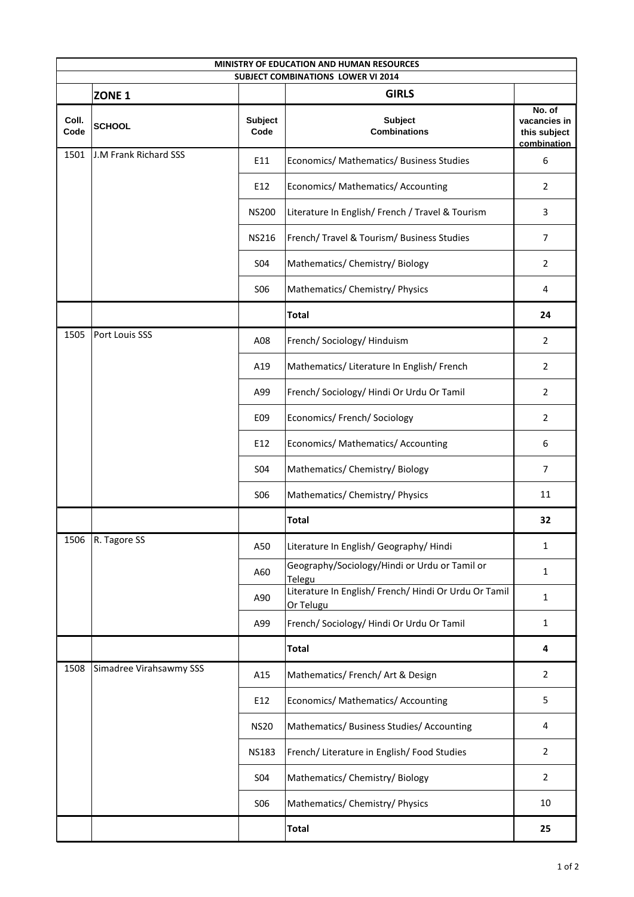| MINISTRY OF EDUCATION AND HUMAN RESOURCES | | | | |
|---|---|---|---|---|
| SUBJECT COMBINATIONS LOWER VI 2014 | | | | |
| | **ZONE 1** | | **GIRLS** | |
| **Coll. Code** | **SCHOOL** | **Subject Code** | **Subject Combinations** | **No. of vacancies in this subject combination** |
| 1501 | J.M Frank Richard SSS | E11 | Economics/ Mathematics/ Business Studies | 6 |
| | | E12 | Economics/ Mathematics/ Accounting | 2 |
| | | NS200 | Literature In English/ French / Travel & Tourism | 3 |
| | | NS216 | French/ Travel & Tourism/ Business Studies | 7 |
| | | S04 | Mathematics/ Chemistry/ Biology | 2 |
| | | S06 | Mathematics/ Chemistry/ Physics | 4 |
| | | | **Total** | **24** |
| 1505 | Port Louis SSS | A08 | French/ Sociology/ Hinduism | 2 |
| | | A19 | Mathematics/ Literature In English/ French | 2 |
| | | A99 | French/ Sociology/ Hindi Or Urdu Or Tamil | 2 |
| | | E09 | Economics/ French/ Sociology | 2 |
| | | E12 | Economics/ Mathematics/ Accounting | 6 |
| | | S04 | Mathematics/ Chemistry/ Biology | 7 |
| | | S06 | Mathematics/ Chemistry/ Physics | 11 |
| | | | **Total** | **32** |
| 1506 | R. Tagore SS | A50 | Literature In English/ Geography/ Hindi | 1 |
| | | A60 | Geography/Sociology/Hindi or Urdu or Tamil or Telegu | 1 |
| | | A90 | Literature In English/ French/ Hindi Or Urdu Or Tamil Or Telugu | 1 |
| | | A99 | French/ Sociology/ Hindi Or Urdu Or Tamil | 1 |
| | | | **Total** | **4** |
| 1508 | Simadree Virahsawmy SSS | A15 | Mathematics/ French/ Art & Design | 2 |
| | | E12 | Economics/ Mathematics/ Accounting | 5 |
| | | NS20 | Mathematics/ Business Studies/ Accounting | 4 |
| | | NS183 | French/ Literature in English/ Food Studies | 2 |
| | | S04 | Mathematics/ Chemistry/ Biology | 2 |
| | | S06 | Mathematics/ Chemistry/ Physics | 10 |
| | | | **Total** | **25** |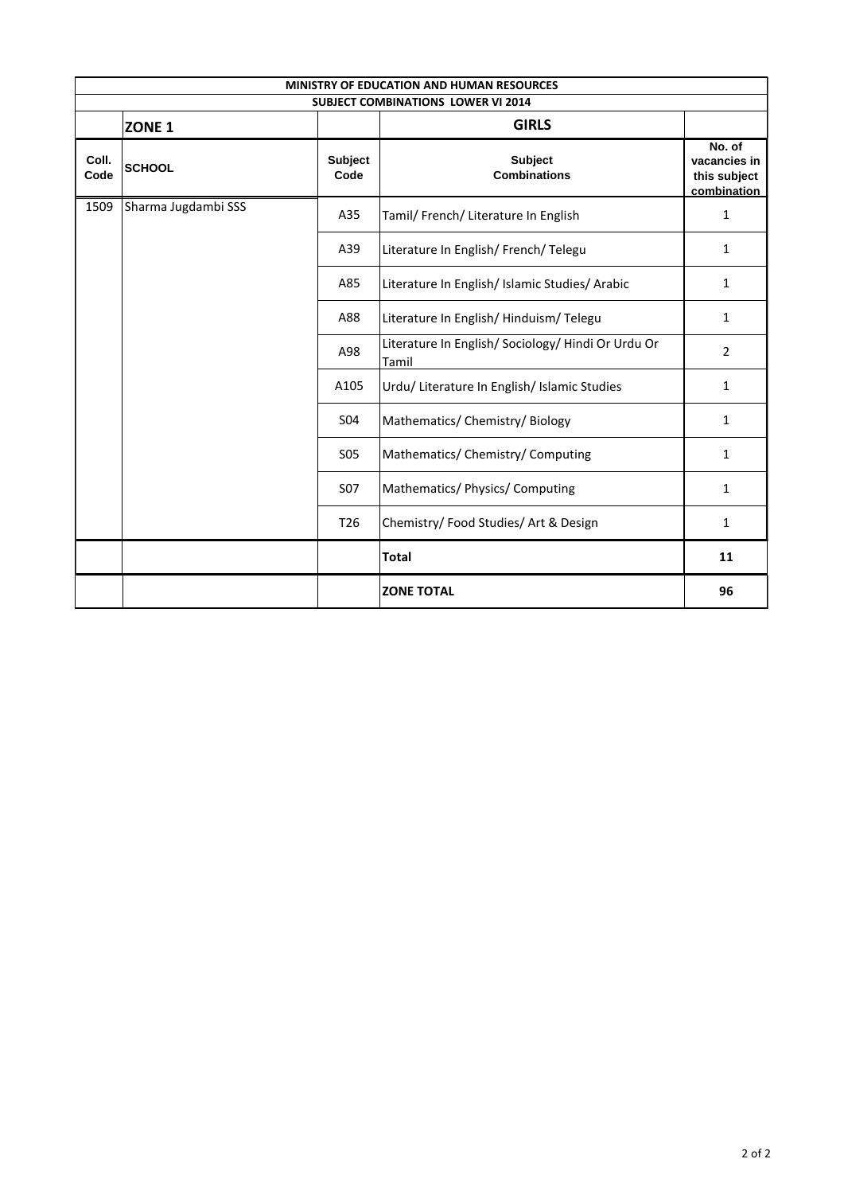**MINISTRY OF EDUCATION AND HUMAN RESOURCES**

**SUBJECT COMBINATIONS LOWER VI 2014**

| | **ZONE 1** | | **GIRLS** | |
|---|---|---|---|---|
| **Coll. Code** | **SCHOOL** | **Subject Code** | **Subject Combinations** | **No. of vacancies in this subject combination** |
| 1509 | Sharma Jugdambi SSS | A35 | Tamil/ French/ Literature In English | 1 |
| | | A39 | Literature In English/ French/ Telegu | 1 |
| | | A85 | Literature In English/ Islamic Studies/ Arabic | 1 |
| | | A88 | Literature In English/ Hinduism/ Telegu | 1 |
| | | A98 | Literature In English/ Sociology/ Hindi Or Urdu Or Tamil | 2 |
| | | A105 | Urdu/ Literature In English/ Islamic Studies | 1 |
| | | S04 | Mathematics/ Chemistry/ Biology | 1 |
| | | S05 | Mathematics/ Chemistry/ Computing | 1 |
| | | S07 | Mathematics/ Physics/ Computing | 1 |
| | | T26 | Chemistry/ Food Studies/ Art & Design | 1 |
| | | | **Total** | **11** |
| | | | **ZONE TOTAL** | **96** |